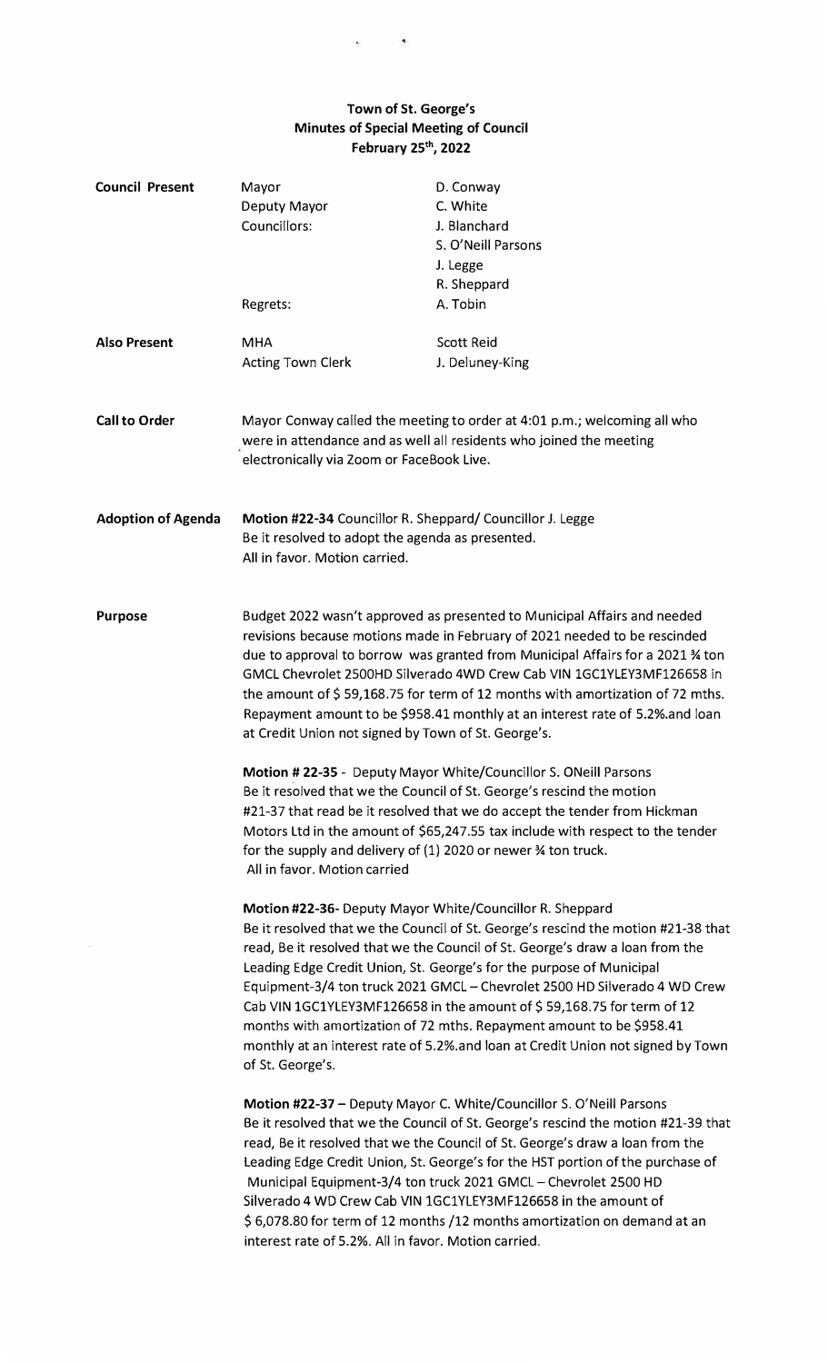# Town of St. George's
## Minutes of Special Meeting of Council
### February 25th, 2022

| | | |
|---|---|---|
| **Council Present** | Mayor | D. Conway |
| | Deputy Mayor | C. White |
| | Councillors: | J. Blanchard |
| | | S. O'Neill Parsons |
| | | J. Legge |
| | | R. Sheppard |
| | Regrets: | A. Tobin |
| **Also Present** | MHA | Scott Reid |
| | Acting Town Clerk | J. Deluney-King |

**Call to Order**

Mayor Conway called the meeting to order at 4:01 p.m.; welcoming all who were in attendance and as well all residents who joined the meeting electronically via Zoom or FaceBook Live.

**Adoption of Agenda**

**Motion #22-34** Councillor R. Sheppard/ Councillor J. Legge
Be it resolved to adopt the agenda as presented.
All in favor. Motion carried.

**Purpose**

Budget 2022 wasn't approved as presented to Municipal Affairs and needed revisions because motions made in February of 2021 needed to be rescinded due to approval to borrow was granted from Municipal Affairs for a 2021 ¾ ton GMCL Chevrolet 2500HD Silverado 4WD Crew Cab VIN 1GC1YLEY3MF126658 in the amount of $ 59,168.75 for term of 12 months with amortization of 72 mths. Repayment amount to be $958.41 monthly at an interest rate of 5.2%.and loan at Credit Union not signed by Town of St. George's.

**Motion # 22-35** - Deputy Mayor White/Councillor S. ONeill Parsons
Be it resolved that we the Council of St. George's rescind the motion #21-37 that read be it resolved that we do accept the tender from Hickman Motors Ltd in the amount of $65,247.55 tax include with respect to the tender for the supply and delivery of (1) 2020 or newer ¾ ton truck.
All in favor. Motion carried

**Motion #22-36**- Deputy Mayor White/Councillor R. Sheppard
Be it resolved that we the Council of St. George's rescind the motion #21-38 that read, Be it resolved that we the Council of St. George's draw a loan from the Leading Edge Credit Union, St. George's for the purpose of Municipal Equipment-3/4 ton truck 2021 GMCL – Chevrolet 2500 HD Silverado 4 WD Crew Cab VIN 1GC1YLEY3MF126658 in the amount of $ 59,168.75 for term of 12 months with amortization of 72 mths. Repayment amount to be $958.41 monthly at an interest rate of 5.2%.and loan at Credit Union not signed by Town of St. George's.

**Motion #22-37** – Deputy Mayor C. White/Councillor S. O'Neill Parsons
Be it resolved that we the Council of St. George's rescind the motion #21-39 that read, Be it resolved that we the Council of St. George's draw a loan from the Leading Edge Credit Union, St. George's for the HST portion of the purchase of Municipal Equipment-3/4 ton truck 2021 GMCL – Chevrolet 2500 HD Silverado 4 WD Crew Cab VIN 1GC1YLEY3MF126658 in the amount of $ 6,078.80 for term of 12 months /12 months amortization on demand at an interest rate of 5.2%. All in favor. Motion carried.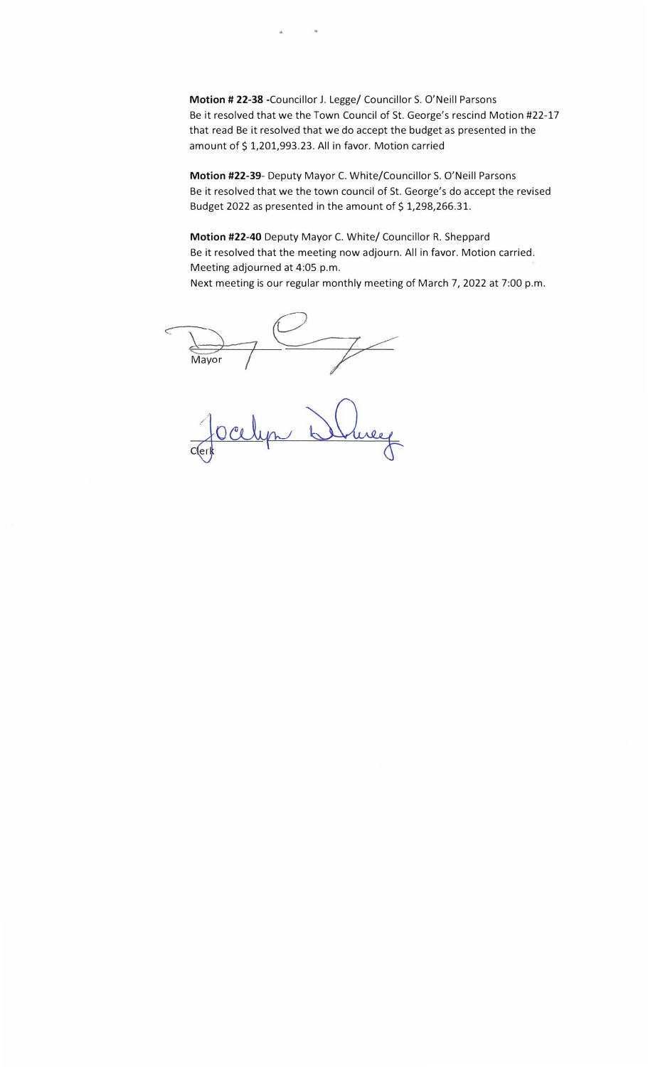**Motion # 22-38 -**Councillor J. Legge/ Councillor S. O'Neill Parsons
Be it resolved that we the Town Council of St. George's rescind Motion #22-17 that read Be it resolved that we do accept the budget as presented in the amount of $ 1,201,993.23. All in favor. Motion carried

**Motion #22-39**- Deputy Mayor C. White/Councillor S. O'Neill Parsons
Be it resolved that we the town council of St. George's do accept the revised Budget 2022 as presented in the amount of $ 1,298,266.31.

**Motion #22-40** Deputy Mayor C. White/ Councillor R. Sheppard
Be it resolved that the meeting now adjourn. All in favor. Motion carried.
Meeting adjourned at 4:05 p.m.
Next meeting is our regular monthly meeting of March 7, 2022 at 7:00 p.m.

Mayor

Clerk